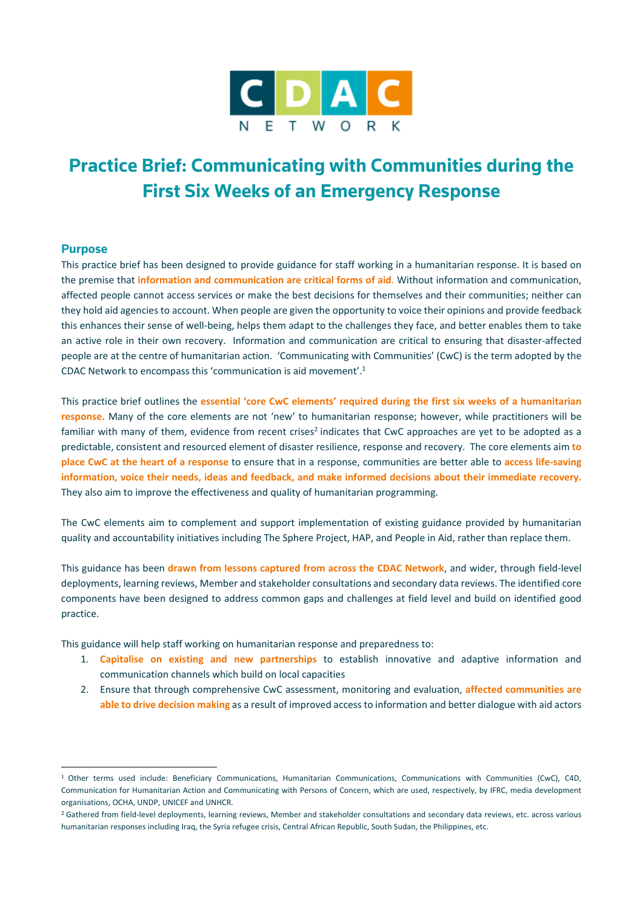CDAC NETWORK

# Practice Brief: Communicating with Communities during the First Six Weeks of an Emergency Response

## Purpose

This practice brief has been designed to provide guidance for staff working in a humanitarian response. It is based on the premise that **information and communication are critical forms of aid.** Without information and communication, affected people cannot access services or make the best decisions for themselves and their communities; neither can they hold aid agencies to account. When people are given the opportunity to voice their opinions and provide feedback this enhances their sense of well-being, helps them adapt to the challenges they face, and better enables them to take an active role in their own recovery. Information and communication are critical to ensuring that disaster-affected people are at the centre of humanitarian action. 'Communicating with Communities' (CwC) is the term adopted by the CDAC Network to encompass this 'communication is aid movement'.[1]

This practice brief outlines the **essential 'core CwC elements' required during the first six weeks of a humanitarian response.** Many of the core elements are not 'new' to humanitarian response; however, while practitioners will be familiar with many of them, evidence from recent crises[2] indicates that CwC approaches are yet to be adopted as a predictable, consistent and resourced element of disaster resilience, response and recovery. The core elements aim **to place CwC at the heart of a response** to ensure that in a response, communities are better able to **access life-saving information, voice their needs, ideas and feedback, and make informed decisions about their immediate recovery.** They also aim to improve the effectiveness and quality of humanitarian programming.

The CwC elements aim to complement and support implementation of existing guidance provided by humanitarian quality and accountability initiatives including The Sphere Project, HAP, and People in Aid, rather than replace them.

This guidance has been **drawn from lessons captured from across the CDAC Network**, and wider, through field-level deployments, learning reviews, Member and stakeholder consultations and secondary data reviews. The identified core components have been designed to address common gaps and challenges at field level and build on identified good practice.

This guidance will help staff working on humanitarian response and preparedness to:

1. **Capitalise on existing and new partnerships** to establish innovative and adaptive information and communication channels which build on local capacities
2. Ensure that through comprehensive CwC assessment, monitoring and evaluation, **affected communities are able to drive decision making** as a result of improved access to information and better dialogue with aid actors

---

[1] Other terms used include: Beneficiary Communications, Humanitarian Communications, Communications with Communities (CwC), C4D, Communication for Humanitarian Action and Communicating with Persons of Concern, which are used, respectively, by IFRC, media development organisations, OCHA, UNDP, UNICEF and UNHCR.

[2] Gathered from field-level deployments, learning reviews, Member and stakeholder consultations and secondary data reviews, etc. across various humanitarian responses including Iraq, the Syria refugee crisis, Central African Republic, South Sudan, the Philippines, etc.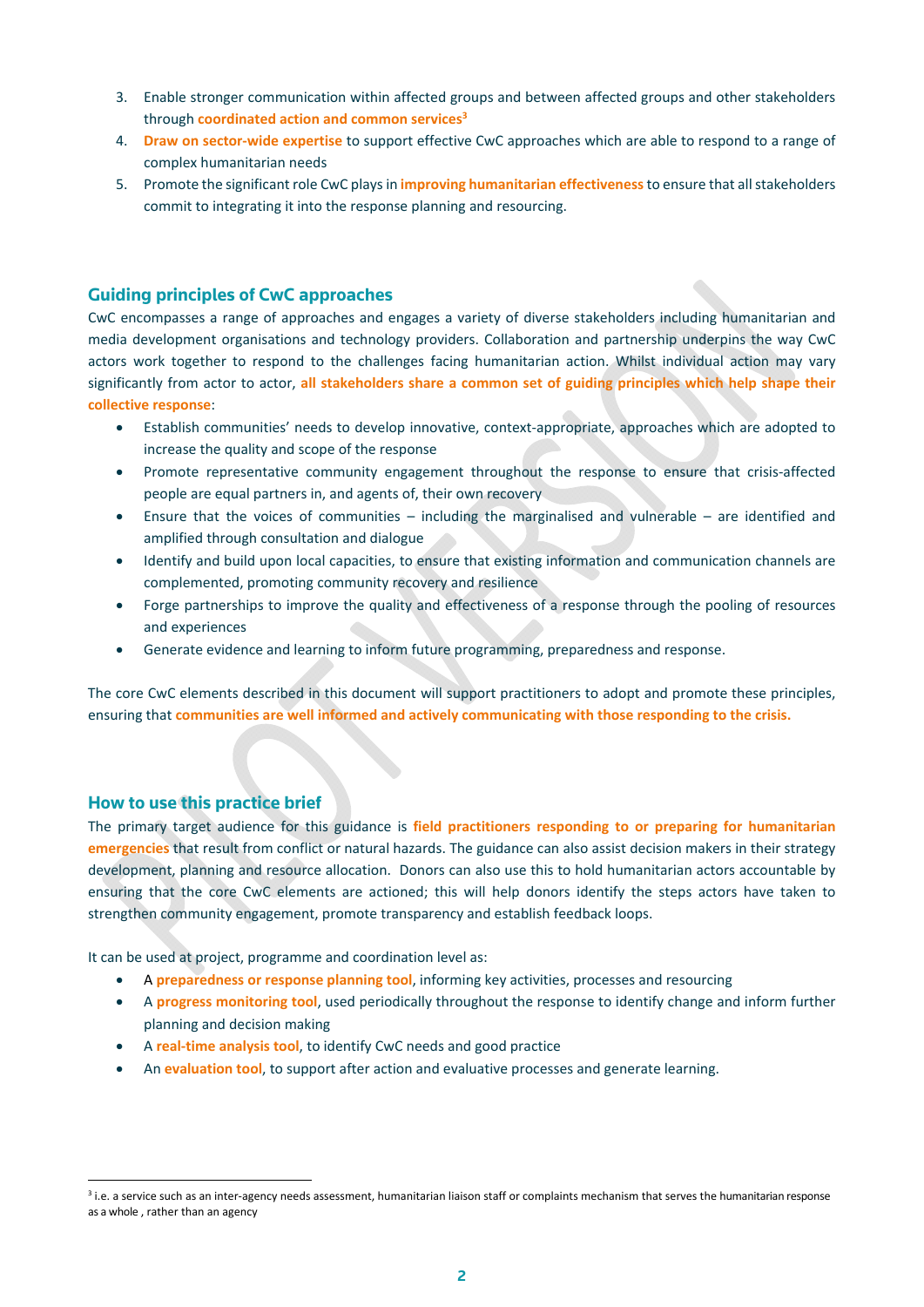3. Enable stronger communication within affected groups and between affected groups and other stakeholders through **coordinated action and common services**[3]
4. **Draw on sector-wide expertise** to support effective CwC approaches which are able to respond to a range of complex humanitarian needs
5. Promote the significant role CwC plays in **improving humanitarian effectiveness** to ensure that all stakeholders commit to integrating it into the response planning and resourcing.

## Guiding principles of CwC approaches

CwC encompasses a range of approaches and engages a variety of diverse stakeholders including humanitarian and media development organisations and technology providers. Collaboration and partnership underpins the way CwC actors work together to respond to the challenges facing humanitarian action. Whilst individual action may vary significantly from actor to actor, **all stakeholders share a common set of guiding principles which help shape their collective response**:

- Establish communities' needs to develop innovative, context-appropriate, approaches which are adopted to increase the quality and scope of the response
- Promote representative community engagement throughout the response to ensure that crisis-affected people are equal partners in, and agents of, their own recovery
- Ensure that the voices of communities – including the marginalised and vulnerable – are identified and amplified through consultation and dialogue
- Identify and build upon local capacities, to ensure that existing information and communication channels are complemented, promoting community recovery and resilience
- Forge partnerships to improve the quality and effectiveness of a response through the pooling of resources and experiences
- Generate evidence and learning to inform future programming, preparedness and response.

The core CwC elements described in this document will support practitioners to adopt and promote these principles, ensuring that **communities are well informed and actively communicating with those responding to the crisis.**

## How to use this practice brief

The primary target audience for this guidance is **field practitioners responding to or preparing for humanitarian emergencies** that result from conflict or natural hazards. The guidance can also assist decision makers in their strategy development, planning and resource allocation. Donors can also use this to hold humanitarian actors accountable by ensuring that the core CwC elements are actioned; this will help donors identify the steps actors have taken to strengthen community engagement, promote transparency and establish feedback loops.

It can be used at project, programme and coordination level as:

- A **preparedness or response planning tool**, informing key activities, processes and resourcing
- A **progress monitoring tool**, used periodically throughout the response to identify change and inform further planning and decision making
- A **real-time analysis tool**, to identify CwC needs and good practice
- An **evaluation tool**, to support after action and evaluative processes and generate learning.

[3] i.e. a service such as an inter-agency needs assessment, humanitarian liaison staff or complaints mechanism that serves the humanitarian response as a whole , rather than an agency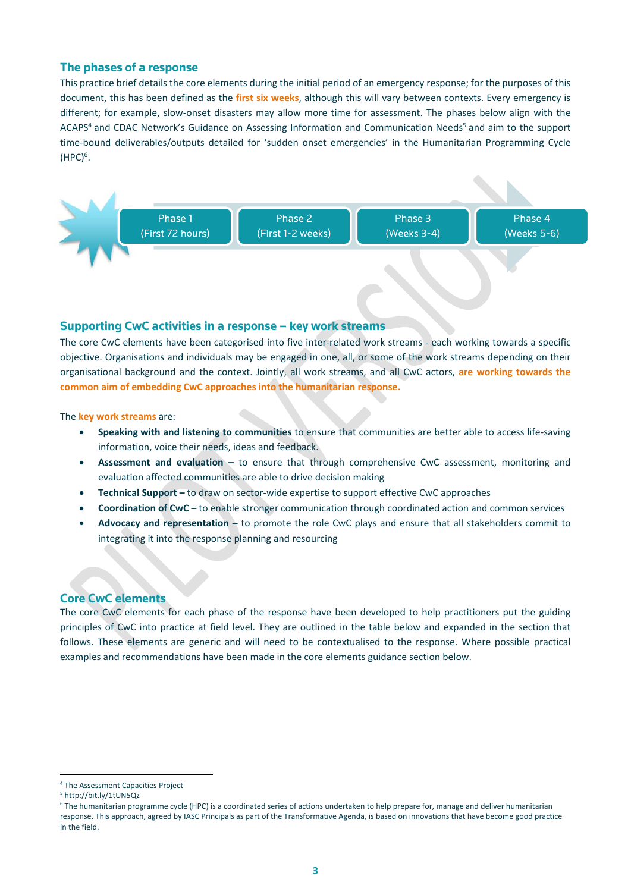## The phases of a response

This practice brief details the core elements during the initial period of an emergency response; for the purposes of this document, this has been defined as the **first six weeks**, although this will vary between contexts. Every emergency is different; for example, slow-onset disasters may allow more time for assessment. The phases below align with the ACAPS[4] and CDAC Network's Guidance on Assessing Information and Communication Needs[5] and aim to the support time-bound deliverables/outputs detailed for 'sudden onset emergencies' in the Humanitarian Programming Cycle (HPC)[6].

| Phase 1 (First 72 hours) | Phase 2 (First 1-2 weeks) | Phase 3 (Weeks 3-4) | Phase 4 (Weeks 5-6) |
|---|---|---|---|

## Supporting CwC activities in a response – key work streams

The core CwC elements have been categorised into five inter-related work streams - each working towards a specific objective. Organisations and individuals may be engaged in one, all, or some of the work streams depending on their organisational background and the context. Jointly, all work streams, and all CwC actors, **are working towards the common aim of embedding CwC approaches into the humanitarian response.**

The **key work streams** are:

- **Speaking with and listening to communities** to ensure that communities are better able to access life-saving information, voice their needs, ideas and feedback.
- **Assessment and evaluation –** to ensure that through comprehensive CwC assessment, monitoring and evaluation affected communities are able to drive decision making
- **Technical Support –** to draw on sector-wide expertise to support effective CwC approaches
- **Coordination of CwC –** to enable stronger communication through coordinated action and common services
- **Advocacy and representation –** to promote the role CwC plays and ensure that all stakeholders commit to integrating it into the response planning and resourcing

## Core CwC elements

The core CwC elements for each phase of the response have been developed to help practitioners put the guiding principles of CwC into practice at field level. They are outlined in the table below and expanded in the section that follows. These elements are generic and will need to be contextualised to the response. Where possible practical examples and recommendations have been made in the core elements guidance section below.

---

[4] The Assessment Capacities Project

[5] http://bit.ly/1tUN5Qz

[6] The humanitarian programme cycle (HPC) is a coordinated series of actions undertaken to help prepare for, manage and deliver humanitarian response. This approach, agreed by IASC Principals as part of the Transformative Agenda, is based on innovations that have become good practice in the field.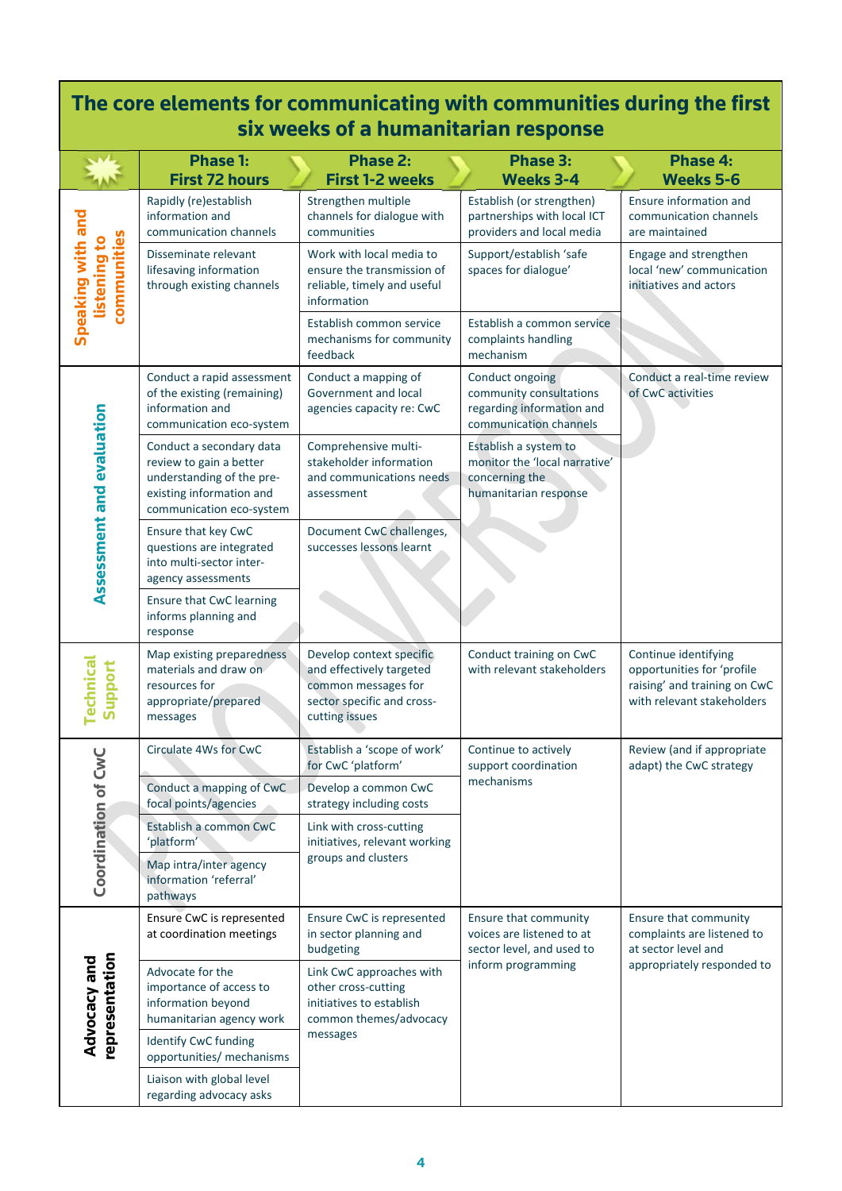# The core elements for communicating with communities during the first six weeks of a humanitarian response

| | Phase 1: First 72 hours | Phase 2: First 1-2 weeks | Phase 3: Weeks 3-4 | Phase 4: Weeks 5-6 |
|---|---|---|---|---|
| **Speaking with and listening to communities** | Rapidly (re)establish information and communication channels | Strengthen multiple channels for dialogue with communities | Establish (or strengthen) partnerships with local ICT providers and local media | Ensure information and communication channels are maintained |
| | Disseminate relevant lifesaving information through existing channels | Work with local media to ensure the transmission of reliable, timely and useful information | Support/establish 'safe spaces for dialogue' | Engage and strengthen local 'new' communication initiatives and actors |
| | | Establish common service mechanisms for community feedback | Establish a common service complaints handling mechanism | |
| **Assessment and evaluation** | Conduct a rapid assessment of the existing (remaining) information and communication eco-system | Conduct a mapping of Government and local agencies capacity re: CwC | Conduct ongoing community consultations regarding information and communication channels | Conduct a real-time review of CwC activities |
| | Conduct a secondary data review to gain a better understanding of the pre-existing information and communication eco-system | Comprehensive multi-stakeholder information and communications needs assessment | Establish a system to monitor the 'local narrative' concerning the humanitarian response | |
| | Ensure that key CwC questions are integrated into multi-sector inter-agency assessments | Document CwC challenges, successes lessons learnt | | |
| | Ensure that CwC learning informs planning and response | | | |
| **Technical Support** | Map existing preparedness materials and draw on resources for appropriate/prepared messages | Develop context specific and effectively targeted common messages for sector specific and cross-cutting issues | Conduct training on CwC with relevant stakeholders | Continue identifying opportunities for 'profile raising' and training on CwC with relevant stakeholders |
| **Coordination of CwC** | Circulate 4Ws for CwC | Establish a 'scope of work' for CwC 'platform' | Continue to actively support coordination mechanisms | Review (and if appropriate adapt) the CwC strategy |
| | Conduct a mapping of CwC focal points/agencies | Develop a common CwC strategy including costs | | |
| | Establish a common CwC 'platform' | Link with cross-cutting initiatives, relevant working groups and clusters | | |
| | Map intra/inter agency information 'referral' pathways | | | |
| **Advocacy and representation** | Ensure CwC is represented at coordination meetings | Ensure CwC is represented in sector planning and budgeting | Ensure that community voices are listened to at sector level, and used to inform programming | Ensure that community complaints are listened to at sector level and appropriately responded to |
| | Advocate for the importance of access to information beyond humanitarian agency work | Link CwC approaches with other cross-cutting initiatives to establish common themes/advocacy messages | | |
| | Identify CwC funding opportunities/ mechanisms | | | |
| | Liaison with global level regarding advocacy asks | | | |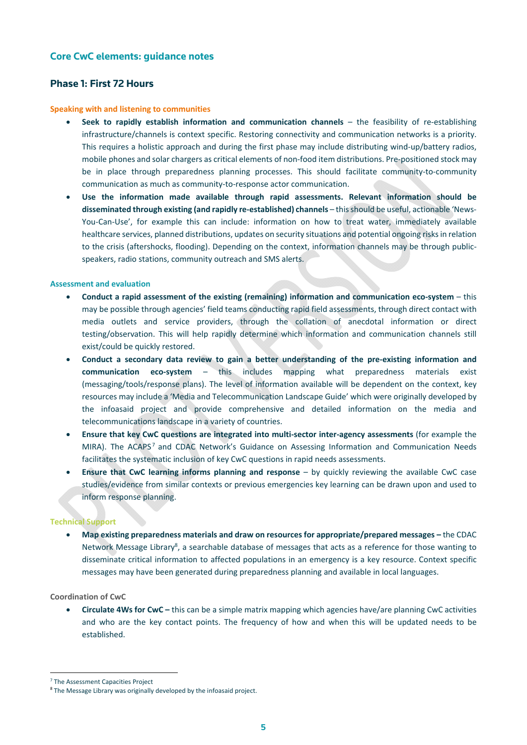## Core CwC elements: guidance notes

### Phase 1: First 72 Hours

#### Speaking with and listening to communities

- **Seek to rapidly establish information and communication channels** – the feasibility of re-establishing infrastructure/channels is context specific. Restoring connectivity and communication networks is a priority. This requires a holistic approach and during the first phase may include distributing wind-up/battery radios, mobile phones and solar chargers as critical elements of non-food item distributions. Pre-positioned stock may be in place through preparedness planning processes. This should facilitate community-to-community communication as much as community-to-response actor communication.
- **Use the information made available through rapid assessments. Relevant information should be disseminated through existing (and rapidly re-established) channels** – this should be useful, actionable 'News-You-Can-Use', for example this can include: information on how to treat water, immediately available healthcare services, planned distributions, updates on security situations and potential ongoing risks in relation to the crisis (aftershocks, flooding). Depending on the context, information channels may be through public-speakers, radio stations, community outreach and SMS alerts.

#### Assessment and evaluation

- **Conduct a rapid assessment of the existing (remaining) information and communication eco-system** – this may be possible through agencies' field teams conducting rapid field assessments, through direct contact with media outlets and service providers, through the collation of anecdotal information or direct testing/observation. This will help rapidly determine which information and communication channels still exist/could be quickly restored.
- **Conduct a secondary data review to gain a better understanding of the pre-existing information and communication eco-system** – this includes mapping what preparedness materials exist (messaging/tools/response plans). The level of information available will be dependent on the context, key resources may include a 'Media and Telecommunication Landscape Guide' which were originally developed by the infoasaid project and provide comprehensive and detailed information on the media and telecommunications landscape in a variety of countries.
- **Ensure that key CwC questions are integrated into multi-sector inter-agency assessments** (for example the MIRA). The ACAPS[7] and CDAC Network's Guidance on Assessing Information and Communication Needs facilitates the systematic inclusion of key CwC questions in rapid needs assessments.
- **Ensure that CwC learning informs planning and response** – by quickly reviewing the available CwC case studies/evidence from similar contexts or previous emergencies key learning can be drawn upon and used to inform response planning.

#### Technical Support

- **Map existing preparedness materials and draw on resources for appropriate/prepared messages –** the CDAC Network Message Library[8], a searchable database of messages that acts as a reference for those wanting to disseminate critical information to affected populations in an emergency is a key resource. Context specific messages may have been generated during preparedness planning and available in local languages.

#### Coordination of CwC

- **Circulate 4Ws for CwC –** this can be a simple matrix mapping which agencies have/are planning CwC activities and who are the key contact points. The frequency of how and when this will be updated needs to be established.

---

[7] The Assessment Capacities Project

[8] The Message Library was originally developed by the infoasaid project.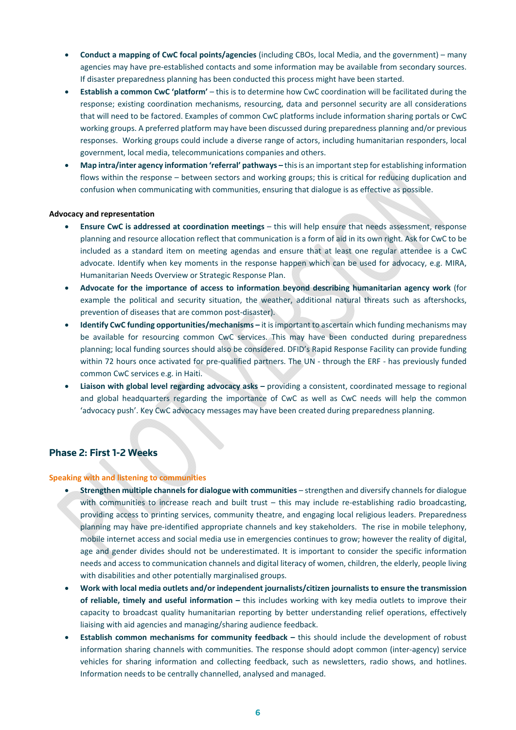- **Conduct a mapping of CwC focal points/agencies** (including CBOs, local Media, and the government) – many agencies may have pre-established contacts and some information may be available from secondary sources. If disaster preparedness planning has been conducted this process might have been started.
- **Establish a common CwC 'platform'** – this is to determine how CwC coordination will be facilitated during the response; existing coordination mechanisms, resourcing, data and personnel security are all considerations that will need to be factored. Examples of common CwC platforms include information sharing portals or CwC working groups. A preferred platform may have been discussed during preparedness planning and/or previous responses. Working groups could include a diverse range of actors, including humanitarian responders, local government, local media, telecommunications companies and others.
- **Map intra/inter agency information 'referral' pathways –** this is an important step for establishing information flows within the response – between sectors and working groups; this is critical for reducing duplication and confusion when communicating with communities, ensuring that dialogue is as effective as possible.

**Advocacy and representation**

- **Ensure CwC is addressed at coordination meetings** – this will help ensure that needs assessment, response planning and resource allocation reflect that communication is a form of aid in its own right. Ask for CwC to be included as a standard item on meeting agendas and ensure that at least one regular attendee is a CwC advocate. Identify when key moments in the response happen which can be used for advocacy, e.g. MIRA, Humanitarian Needs Overview or Strategic Response Plan.
- **Advocate for the importance of access to information beyond describing humanitarian agency work** (for example the political and security situation, the weather, additional natural threats such as aftershocks, prevention of diseases that are common post-disaster).
- **Identify CwC funding opportunities/mechanisms –** it is important to ascertain which funding mechanisms may be available for resourcing common CwC services. This may have been conducted during preparedness planning; local funding sources should also be considered. DFID's Rapid Response Facility can provide funding within 72 hours once activated for pre-qualified partners. The UN - through the ERF - has previously funded common CwC services e.g. in Haiti.
- **Liaison with global level regarding advocacy asks –** providing a consistent, coordinated message to regional and global headquarters regarding the importance of CwC as well as CwC needs will help the common 'advocacy push'. Key CwC advocacy messages may have been created during preparedness planning.

## Phase 2: First 1-2 Weeks

**Speaking with and listening to communities**

- **Strengthen multiple channels for dialogue with communities** – strengthen and diversify channels for dialogue with communities to increase reach and built trust – this may include re-establishing radio broadcasting, providing access to printing services, community theatre, and engaging local religious leaders. Preparedness planning may have pre-identified appropriate channels and key stakeholders. The rise in mobile telephony, mobile internet access and social media use in emergencies continues to grow; however the reality of digital, age and gender divides should not be underestimated. It is important to consider the specific information needs and access to communication channels and digital literacy of women, children, the elderly, people living with disabilities and other potentially marginalised groups.
- **Work with local media outlets and/or independent journalists/citizen journalists to ensure the transmission of reliable, timely and useful information –** this includes working with key media outlets to improve their capacity to broadcast quality humanitarian reporting by better understanding relief operations, effectively liaising with aid agencies and managing/sharing audience feedback.
- **Establish common mechanisms for community feedback –** this should include the development of robust information sharing channels with communities. The response should adopt common (inter-agency) service vehicles for sharing information and collecting feedback, such as newsletters, radio shows, and hotlines. Information needs to be centrally channelled, analysed and managed.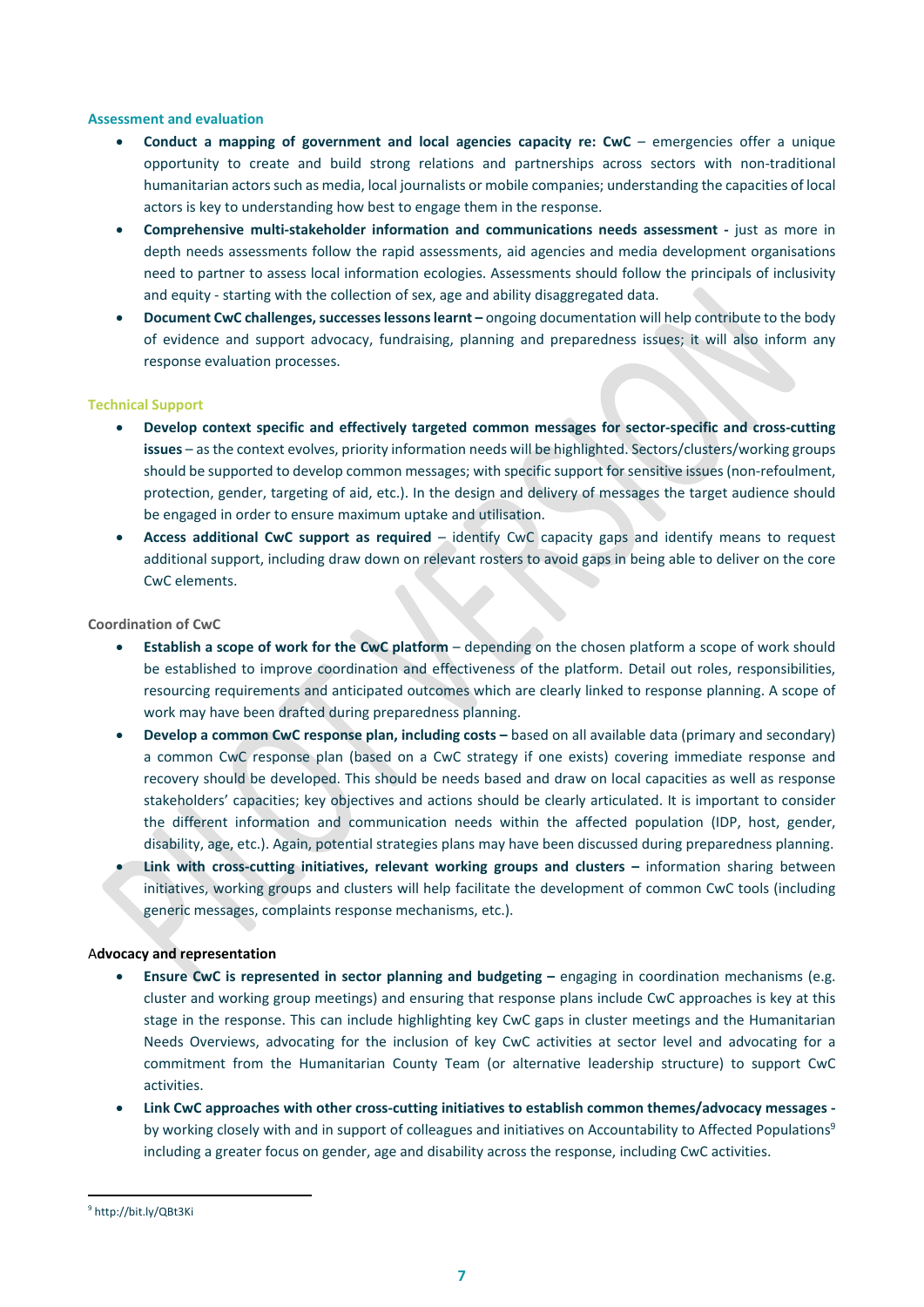### Assessment and evaluation

- **Conduct a mapping of government and local agencies capacity re: CwC** – emergencies offer a unique opportunity to create and build strong relations and partnerships across sectors with non-traditional humanitarian actors such as media, local journalists or mobile companies; understanding the capacities of local actors is key to understanding how best to engage them in the response.
- **Comprehensive multi-stakeholder information and communications needs assessment -** just as more in depth needs assessments follow the rapid assessments, aid agencies and media development organisations need to partner to assess local information ecologies. Assessments should follow the principals of inclusivity and equity - starting with the collection of sex, age and ability disaggregated data.
- **Document CwC challenges, successes lessons learnt –** ongoing documentation will help contribute to the body of evidence and support advocacy, fundraising, planning and preparedness issues; it will also inform any response evaluation processes.

### Technical Support

- **Develop context specific and effectively targeted common messages for sector-specific and cross-cutting issues** – as the context evolves, priority information needs will be highlighted. Sectors/clusters/working groups should be supported to develop common messages; with specific support for sensitive issues (non-refoulment, protection, gender, targeting of aid, etc.). In the design and delivery of messages the target audience should be engaged in order to ensure maximum uptake and utilisation.
- **Access additional CwC support as required** – identify CwC capacity gaps and identify means to request additional support, including draw down on relevant rosters to avoid gaps in being able to deliver on the core CwC elements.

### Coordination of CwC

- **Establish a scope of work for the CwC platform** – depending on the chosen platform a scope of work should be established to improve coordination and effectiveness of the platform. Detail out roles, responsibilities, resourcing requirements and anticipated outcomes which are clearly linked to response planning. A scope of work may have been drafted during preparedness planning.
- **Develop a common CwC response plan, including costs –** based on all available data (primary and secondary) a common CwC response plan (based on a CwC strategy if one exists) covering immediate response and recovery should be developed. This should be needs based and draw on local capacities as well as response stakeholders' capacities; key objectives and actions should be clearly articulated. It is important to consider the different information and communication needs within the affected population (IDP, host, gender, disability, age, etc.). Again, potential strategies plans may have been discussed during preparedness planning.
- **Link with cross-cutting initiatives, relevant working groups and clusters –** information sharing between initiatives, working groups and clusters will help facilitate the development of common CwC tools (including generic messages, complaints response mechanisms, etc.).

### Advocacy and representation

- **Ensure CwC is represented in sector planning and budgeting –** engaging in coordination mechanisms (e.g. cluster and working group meetings) and ensuring that response plans include CwC approaches is key at this stage in the response. This can include highlighting key CwC gaps in cluster meetings and the Humanitarian Needs Overviews, advocating for the inclusion of key CwC activities at sector level and advocating for a commitment from the Humanitarian County Team (or alternative leadership structure) to support CwC activities.
- **Link CwC approaches with other cross-cutting initiatives to establish common themes/advocacy messages -** by working closely with and in support of colleagues and initiatives on Accountability to Affected Populations[9] including a greater focus on gender, age and disability across the response, including CwC activities.

---

[9] http://bit.ly/QBt3Ki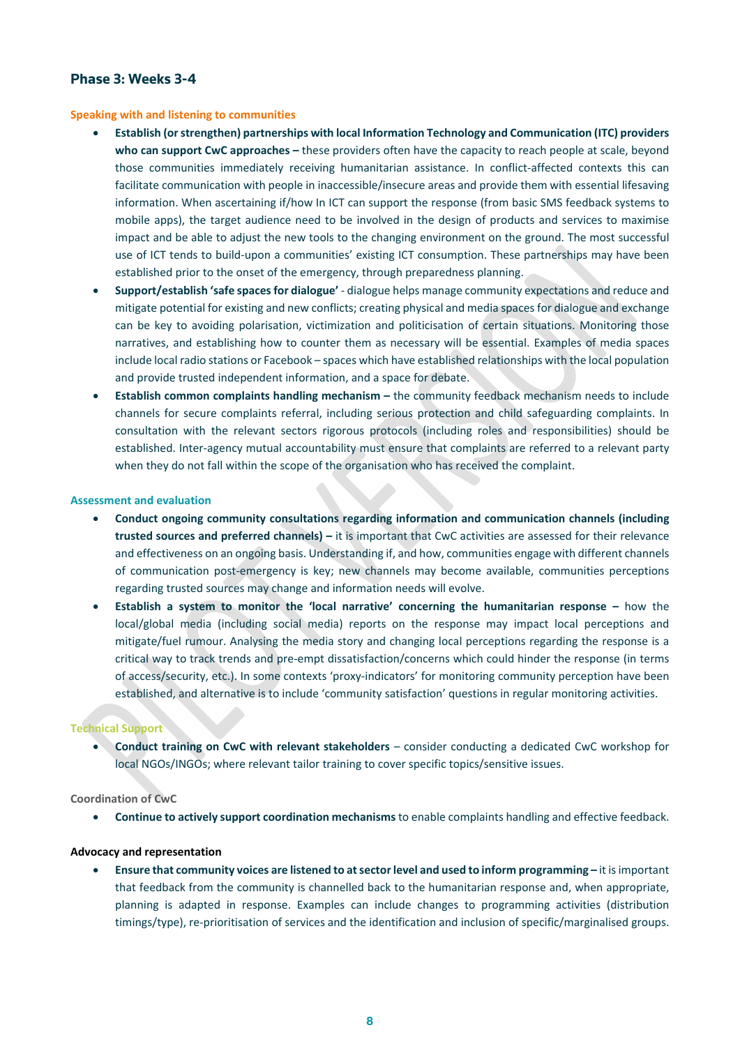## Phase 3: Weeks 3-4

### Speaking with and listening to communities

- **Establish (or strengthen) partnerships with local Information Technology and Communication (ITC) providers who can support CwC approaches –** these providers often have the capacity to reach people at scale, beyond those communities immediately receiving humanitarian assistance. In conflict-affected contexts this can facilitate communication with people in inaccessible/insecure areas and provide them with essential lifesaving information. When ascertaining if/how In ICT can support the response (from basic SMS feedback systems to mobile apps), the target audience need to be involved in the design of products and services to maximise impact and be able to adjust the new tools to the changing environment on the ground. The most successful use of ICT tends to build-upon a communities' existing ICT consumption. These partnerships may have been established prior to the onset of the emergency, through preparedness planning.
- **Support/establish 'safe spaces for dialogue'** - dialogue helps manage community expectations and reduce and mitigate potential for existing and new conflicts; creating physical and media spaces for dialogue and exchange can be key to avoiding polarisation, victimization and politicisation of certain situations. Monitoring those narratives, and establishing how to counter them as necessary will be essential. Examples of media spaces include local radio stations or Facebook – spaces which have established relationships with the local population and provide trusted independent information, and a space for debate.
- **Establish common complaints handling mechanism –** the community feedback mechanism needs to include channels for secure complaints referral, including serious protection and child safeguarding complaints. In consultation with the relevant sectors rigorous protocols (including roles and responsibilities) should be established. Inter-agency mutual accountability must ensure that complaints are referred to a relevant party when they do not fall within the scope of the organisation who has received the complaint.

### Assessment and evaluation

- **Conduct ongoing community consultations regarding information and communication channels (including trusted sources and preferred channels) –** it is important that CwC activities are assessed for their relevance and effectiveness on an ongoing basis. Understanding if, and how, communities engage with different channels of communication post-emergency is key; new channels may become available, communities perceptions regarding trusted sources may change and information needs will evolve.
- **Establish a system to monitor the 'local narrative' concerning the humanitarian response –** how the local/global media (including social media) reports on the response may impact local perceptions and mitigate/fuel rumour. Analysing the media story and changing local perceptions regarding the response is a critical way to track trends and pre-empt dissatisfaction/concerns which could hinder the response (in terms of access/security, etc.). In some contexts 'proxy-indicators' for monitoring community perception have been established, and alternative is to include 'community satisfaction' questions in regular monitoring activities.

### Technical Support

- **Conduct training on CwC with relevant stakeholders** – consider conducting a dedicated CwC workshop for local NGOs/INGOs; where relevant tailor training to cover specific topics/sensitive issues.

### Coordination of CwC

- **Continue to actively support coordination mechanisms** to enable complaints handling and effective feedback.

### Advocacy and representation

- **Ensure that community voices are listened to at sector level and used to inform programming –** it is important that feedback from the community is channelled back to the humanitarian response and, when appropriate, planning is adapted in response. Examples can include changes to programming activities (distribution timings/type), re-prioritisation of services and the identification and inclusion of specific/marginalised groups.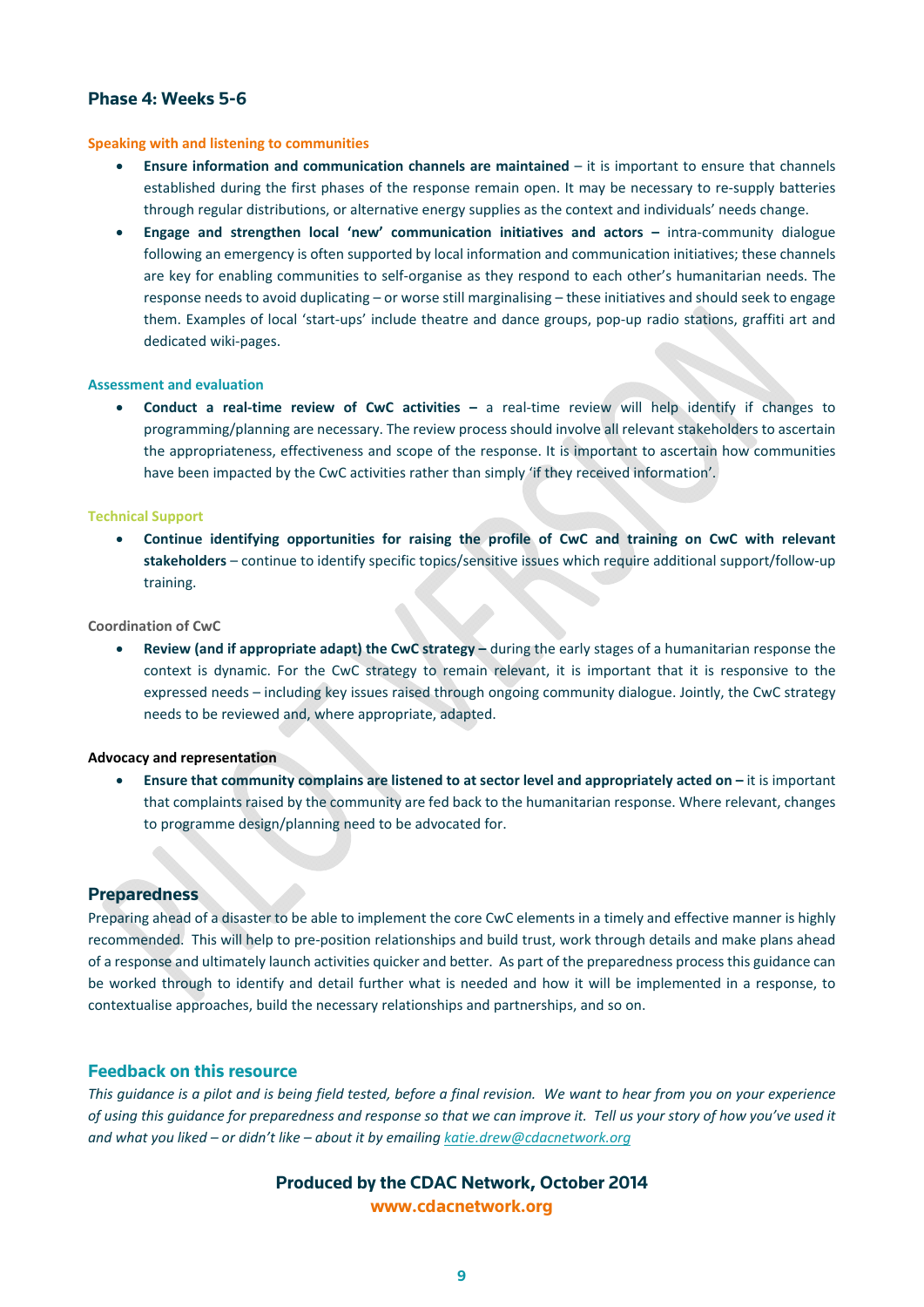## Phase 4: Weeks 5-6

#### Speaking with and listening to communities

- **Ensure information and communication channels are maintained** – it is important to ensure that channels established during the first phases of the response remain open. It may be necessary to re-supply batteries through regular distributions, or alternative energy supplies as the context and individuals' needs change.
- **Engage and strengthen local 'new' communication initiatives and actors –** intra-community dialogue following an emergency is often supported by local information and communication initiatives; these channels are key for enabling communities to self-organise as they respond to each other's humanitarian needs. The response needs to avoid duplicating – or worse still marginalising – these initiatives and should seek to engage them. Examples of local 'start-ups' include theatre and dance groups, pop-up radio stations, graffiti art and dedicated wiki-pages.

#### Assessment and evaluation

- **Conduct a real-time review of CwC activities –** a real-time review will help identify if changes to programming/planning are necessary. The review process should involve all relevant stakeholders to ascertain the appropriateness, effectiveness and scope of the response. It is important to ascertain how communities have been impacted by the CwC activities rather than simply 'if they received information'.

#### Technical Support

- **Continue identifying opportunities for raising the profile of CwC and training on CwC with relevant stakeholders** – continue to identify specific topics/sensitive issues which require additional support/follow-up training.

#### Coordination of CwC

- **Review (and if appropriate adapt) the CwC strategy –** during the early stages of a humanitarian response the context is dynamic. For the CwC strategy to remain relevant, it is important that it is responsive to the expressed needs – including key issues raised through ongoing community dialogue. Jointly, the CwC strategy needs to be reviewed and, where appropriate, adapted.

#### Advocacy and representation

- **Ensure that community complains are listened to at sector level and appropriately acted on –** it is important that complaints raised by the community are fed back to the humanitarian response. Where relevant, changes to programme design/planning need to be advocated for.

## Preparedness

Preparing ahead of a disaster to be able to implement the core CwC elements in a timely and effective manner is highly recommended. This will help to pre-position relationships and build trust, work through details and make plans ahead of a response and ultimately launch activities quicker and better. As part of the preparedness process this guidance can be worked through to identify and detail further what is needed and how it will be implemented in a response, to contextualise approaches, build the necessary relationships and partnerships, and so on.

## Feedback on this resource

*This guidance is a pilot and is being field tested, before a final revision. We want to hear from you on your experience of using this guidance for preparedness and response so that we can improve it. Tell us your story of how you've used it and what you liked – or didn't like – about it by emailing katie.drew@cdacnetwork.org*

**Produced by the CDAC Network, October 2014**

**www.cdacnetwork.org**